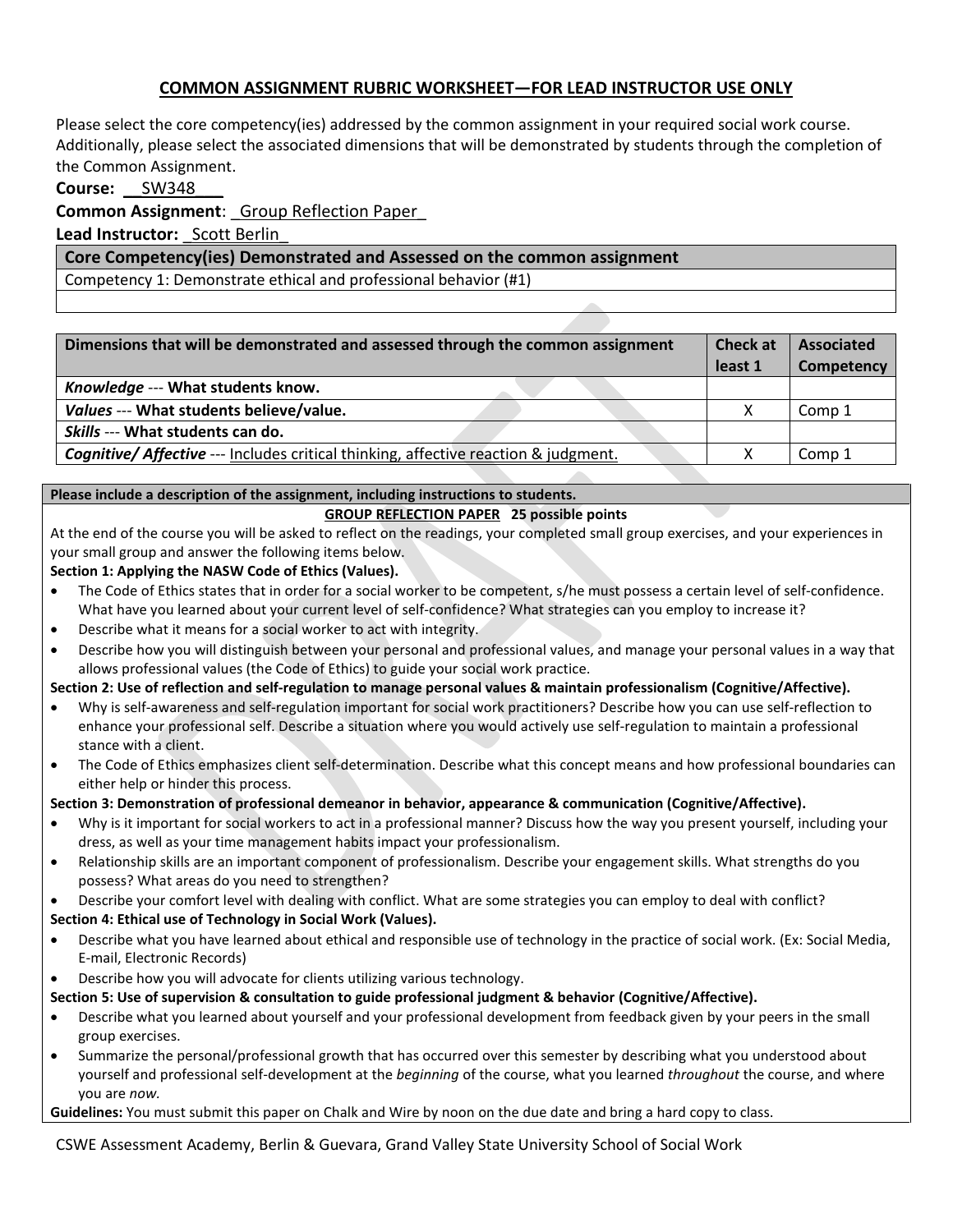## COMMON ASSIGNMENT RUBRIC WORKSHEET—FOR LEAD INSTRUCTOR USE ONLY

Please select the core competency(ies) addressed by the common assignment in your required social work course. Additionally, please select the associated dimensions that will be demonstrated by students through the completion of the Common Assignment.

**Course:** __SW348___

**Common Assignment**: _Group Reflection Paper_

**Lead Instructor:** _Scott Berlin_

| Core Competency(ies) Demonstrated and Assessed on the common assignment |
|---|
| Competency 1: Demonstrate ethical and professional behavior (#1) |
| |

| Dimensions that will be demonstrated and assessed through the common assignment | Check at least 1 | Associated Competency |
|---|---|---|
| *Knowledge* --- **What students know.** | | |
| *Values* --- **What students believe/value.** | X | Comp 1 |
| *Skills* --- **What students can do.** | | |
| ***Cognitive/ Affective*** --- Includes critical thinking, affective reaction & judgment. | X | Comp 1 |

**Please include a description of the assignment, including instructions to students.**

**GROUP REFLECTION PAPER 25 possible points**

At the end of the course you will be asked to reflect on the readings, your completed small group exercises, and your experiences in your small group and answer the following items below.

**Section 1: Applying the NASW Code of Ethics (Values).**

- The Code of Ethics states that in order for a social worker to be competent, s/he must possess a certain level of self-confidence. What have you learned about your current level of self-confidence? What strategies can you employ to increase it?
- Describe what it means for a social worker to act with integrity.
- Describe how you will distinguish between your personal and professional values, and manage your personal values in a way that allows professional values (the Code of Ethics) to guide your social work practice.

**Section 2: Use of reflection and self-regulation to manage personal values & maintain professionalism (Cognitive/Affective).**

- Why is self-awareness and self-regulation important for social work practitioners? Describe how you can use self-reflection to enhance your professional self. Describe a situation where you would actively use self-regulation to maintain a professional stance with a client.
- The Code of Ethics emphasizes client self-determination. Describe what this concept means and how professional boundaries can either help or hinder this process.

**Section 3: Demonstration of professional demeanor in behavior, appearance & communication (Cognitive/Affective).**

- Why is it important for social workers to act in a professional manner? Discuss how the way you present yourself, including your dress, as well as your time management habits impact your professionalism.
- Relationship skills are an important component of professionalism. Describe your engagement skills. What strengths do you possess? What areas do you need to strengthen?
- Describe your comfort level with dealing with conflict. What are some strategies you can employ to deal with conflict?

**Section 4: Ethical use of Technology in Social Work (Values).**

- Describe what you have learned about ethical and responsible use of technology in the practice of social work. (Ex: Social Media, E-mail, Electronic Records)
- Describe how you will advocate for clients utilizing various technology.

**Section 5: Use of supervision & consultation to guide professional judgment & behavior (Cognitive/Affective).**

- Describe what you learned about yourself and your professional development from feedback given by your peers in the small group exercises.
- Summarize the personal/professional growth that has occurred over this semester by describing what you understood about yourself and professional self-development at the *beginning* of the course, what you learned *throughout* the course, and where you are *now.*

**Guidelines:** You must submit this paper on Chalk and Wire by noon on the due date and bring a hard copy to class.

CSWE Assessment Academy, Berlin & Guevara, Grand Valley State University School of Social Work